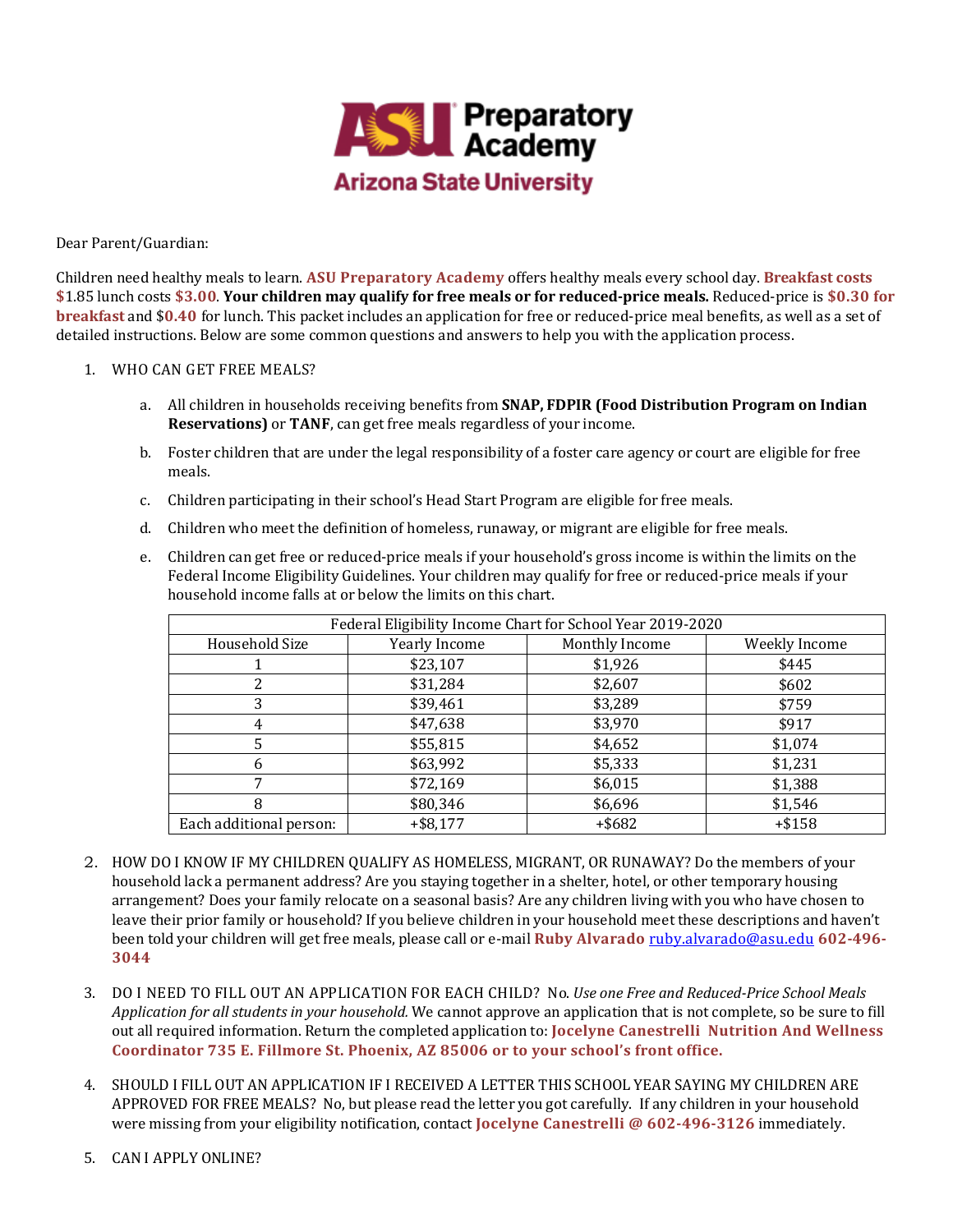**ASU Preparatory Academy**
**Arizona State University**

Dear Parent/Guardian:

Children need healthy meals to learn. **ASU Preparatory Academy** offers healthy meals every school day. **Breakfast costs $**1.85 lunch costs **$3.00**. **Your children may qualify for free meals or for reduced-price meals.** Reduced-price is **$0.30 for breakfast** and $**0.40** for lunch. This packet includes an application for free or reduced-price meal benefits, as well as a set of detailed instructions. Below are some common questions and answers to help you with the application process.

1. WHO CAN GET FREE MEALS?

   a. All children in households receiving benefits from **SNAP, FDPIR (Food Distribution Program on Indian Reservations)** or **TANF**, can get free meals regardless of your income.

   b. Foster children that are under the legal responsibility of a foster care agency or court are eligible for free meals.

   c. Children participating in their school's Head Start Program are eligible for free meals.

   d. Children who meet the definition of homeless, runaway, or migrant are eligible for free meals.

   e. Children can get free or reduced-price meals if your household's gross income is within the limits on the Federal Income Eligibility Guidelines. Your children may qualify for free or reduced-price meals if your household income falls at or below the limits on this chart.

| Federal Eligibility Income Chart for School Year 2019-2020 | | | |
|---|---|---|---|
| Household Size | Yearly Income | Monthly Income | Weekly Income |
| 1 | $23,107 | $1,926 | $445 |
| 2 | $31,284 | $2,607 | $602 |
| 3 | $39,461 | $3,289 | $759 |
| 4 | $47,638 | $3,970 | $917 |
| 5 | $55,815 | $4,652 | $1,074 |
| 6 | $63,992 | $5,333 | $1,231 |
| 7 | $72,169 | $6,015 | $1,388 |
| 8 | $80,346 | $6,696 | $1,546 |
| Each additional person: | +$8,177 | +$682 | +$158 |

2. HOW DO I KNOW IF MY CHILDREN QUALIFY AS HOMELESS, MIGRANT, OR RUNAWAY? Do the members of your household lack a permanent address? Are you staying together in a shelter, hotel, or other temporary housing arrangement? Does your family relocate on a seasonal basis? Are any children living with you who have chosen to leave their prior family or household? If you believe children in your household meet these descriptions and haven't been told your children will get free meals, please call or e-mail **Ruby Alvarado** ruby.alvarado@asu.edu **602-496-3044**

3. DO I NEED TO FILL OUT AN APPLICATION FOR EACH CHILD? No. *Use one Free and Reduced-Price School Meals Application for all students in your household.* We cannot approve an application that is not complete, so be sure to fill out all required information. Return the completed application to: **Jocelyne Canestrelli Nutrition And Wellness Coordinator 735 E. Fillmore St. Phoenix, AZ 85006 or to your school's front office.**

4. SHOULD I FILL OUT AN APPLICATION IF I RECEIVED A LETTER THIS SCHOOL YEAR SAYING MY CHILDREN ARE APPROVED FOR FREE MEALS? No, but please read the letter you got carefully. If any children in your household were missing from your eligibility notification, contact **Jocelyne Canestrelli @ 602-496-3126** immediately.

5. CAN I APPLY ONLINE?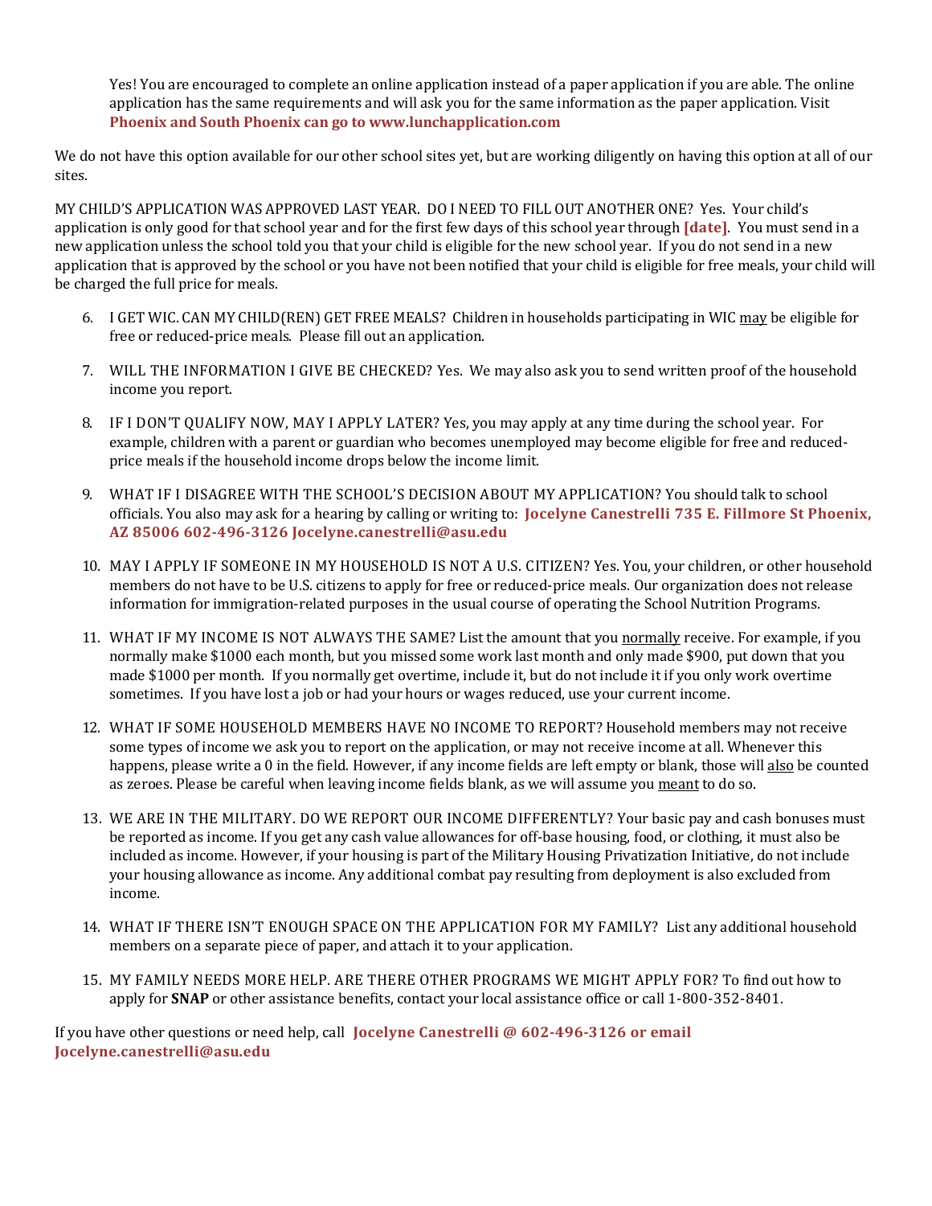Yes! You are encouraged to complete an online application instead of a paper application if you are able. The online application has the same requirements and will ask you for the same information as the paper application. Visit **Phoenix and South Phoenix can go to www.lunchapplication.com**

We do not have this option available for our other school sites yet, but are working diligently on having this option at all of our sites.

MY CHILD'S APPLICATION WAS APPROVED LAST YEAR. DO I NEED TO FILL OUT ANOTHER ONE? Yes. Your child's application is only good for that school year and for the first few days of this school year through **[date]**. You must send in a new application unless the school told you that your child is eligible for the new school year. If you do not send in a new application that is approved by the school or you have not been notified that your child is eligible for free meals, your child will be charged the full price for meals.

6. I GET WIC. CAN MY CHILD(REN) GET FREE MEALS? Children in households participating in WIC <u>may</u> be eligible for free or reduced-price meals. Please fill out an application.

7. WILL THE INFORMATION I GIVE BE CHECKED? Yes. We may also ask you to send written proof of the household income you report.

8. IF I DON'T QUALIFY NOW, MAY I APPLY LATER? Yes, you may apply at any time during the school year. For example, children with a parent or guardian who becomes unemployed may become eligible for free and reduced-price meals if the household income drops below the income limit.

9. WHAT IF I DISAGREE WITH THE SCHOOL'S DECISION ABOUT MY APPLICATION? You should talk to school officials. You also may ask for a hearing by calling or writing to: **Jocelyne Canestrelli 735 E. Fillmore St Phoenix, AZ 85006 602-496-3126 Jocelyne.canestrelli@asu.edu**

10. MAY I APPLY IF SOMEONE IN MY HOUSEHOLD IS NOT A U.S. CITIZEN? Yes. You, your children, or other household members do not have to be U.S. citizens to apply for free or reduced-price meals. Our organization does not release information for immigration-related purposes in the usual course of operating the School Nutrition Programs.

11. WHAT IF MY INCOME IS NOT ALWAYS THE SAME? List the amount that you <u>normally</u> receive. For example, if you normally make $1000 each month, but you missed some work last month and only made $900, put down that you made $1000 per month. If you normally get overtime, include it, but do not include it if you only work overtime sometimes. If you have lost a job or had your hours or wages reduced, use your current income.

12. WHAT IF SOME HOUSEHOLD MEMBERS HAVE NO INCOME TO REPORT? Household members may not receive some types of income we ask you to report on the application, or may not receive income at all. Whenever this happens, please write a 0 in the field. However, if any income fields are left empty or blank, those will <u>also</u> be counted as zeroes. Please be careful when leaving income fields blank, as we will assume you <u>meant</u> to do so.

13. WE ARE IN THE MILITARY. DO WE REPORT OUR INCOME DIFFERENTLY? Your basic pay and cash bonuses must be reported as income. If you get any cash value allowances for off-base housing, food, or clothing, it must also be included as income. However, if your housing is part of the Military Housing Privatization Initiative, do not include your housing allowance as income. Any additional combat pay resulting from deployment is also excluded from income.

14. WHAT IF THERE ISN'T ENOUGH SPACE ON THE APPLICATION FOR MY FAMILY? List any additional household members on a separate piece of paper, and attach it to your application.

15. MY FAMILY NEEDS MORE HELP. ARE THERE OTHER PROGRAMS WE MIGHT APPLY FOR? To find out how to apply for **SNAP** or other assistance benefits, contact your local assistance office or call 1-800-352-8401.

If you have other questions or need help, call **Jocelyne Canestrelli @ 602-496-3126 or email Jocelyne.canestrelli@asu.edu**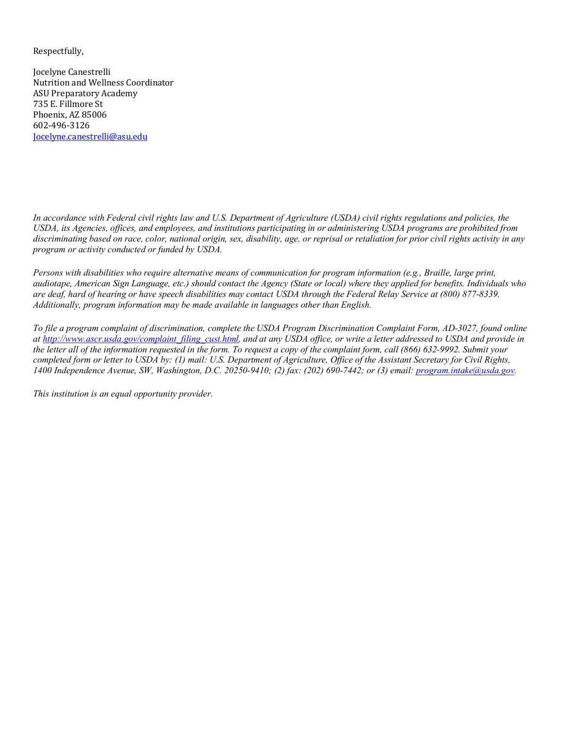Respectfully,

Jocelyne Canestrelli
Nutrition and Wellness Coordinator
ASU Preparatory Academy
735 E. Fillmore St
Phoenix, AZ 85006
602-496-3126
[Jocelyne.canestrelli@asu.edu](mailto:Jocelyne.canestrelli@asu.edu)

*In accordance with Federal civil rights law and U.S. Department of Agriculture (USDA) civil rights regulations and policies, the USDA, its Agencies, offices, and employees, and institutions participating in or administering USDA programs are prohibited from discriminating based on race, color, national origin, sex, disability, age, or reprisal or retaliation for prior civil rights activity in any program or activity conducted or funded by USDA.*

*Persons with disabilities who require alternative means of communication for program information (e.g., Braille, large print, audiotape, American Sign Language, etc.) should contact the Agency (State or local) where they applied for benefits. Individuals who are deaf, hard of hearing or have speech disabilities may contact USDA through the Federal Relay Service at (800) 877-8339. Additionally, program information may be made available in languages other than English.*

*To file a program complaint of discrimination, complete the USDA Program Discrimination Complaint Form, AD-3027, found online at [http://www.ascr.usda.gov/complaint_filing_cust.html](http://www.ascr.usda.gov/complaint_filing_cust.html), and at any USDA office, or write a letter addressed to USDA and provide in the letter all of the information requested in the form. To request a copy of the complaint form, call (866) 632-9992. Submit your completed form or letter to USDA by: (1) mail: U.S. Department of Agriculture, Office of the Assistant Secretary for Civil Rights, 1400 Independence Avenue, SW, Washington, D.C. 20250-9410; (2) fax: (202) 690-7442; or (3) email: [program.intake@usda.gov](mailto:program.intake@usda.gov).*

*This institution is an equal opportunity provider.*